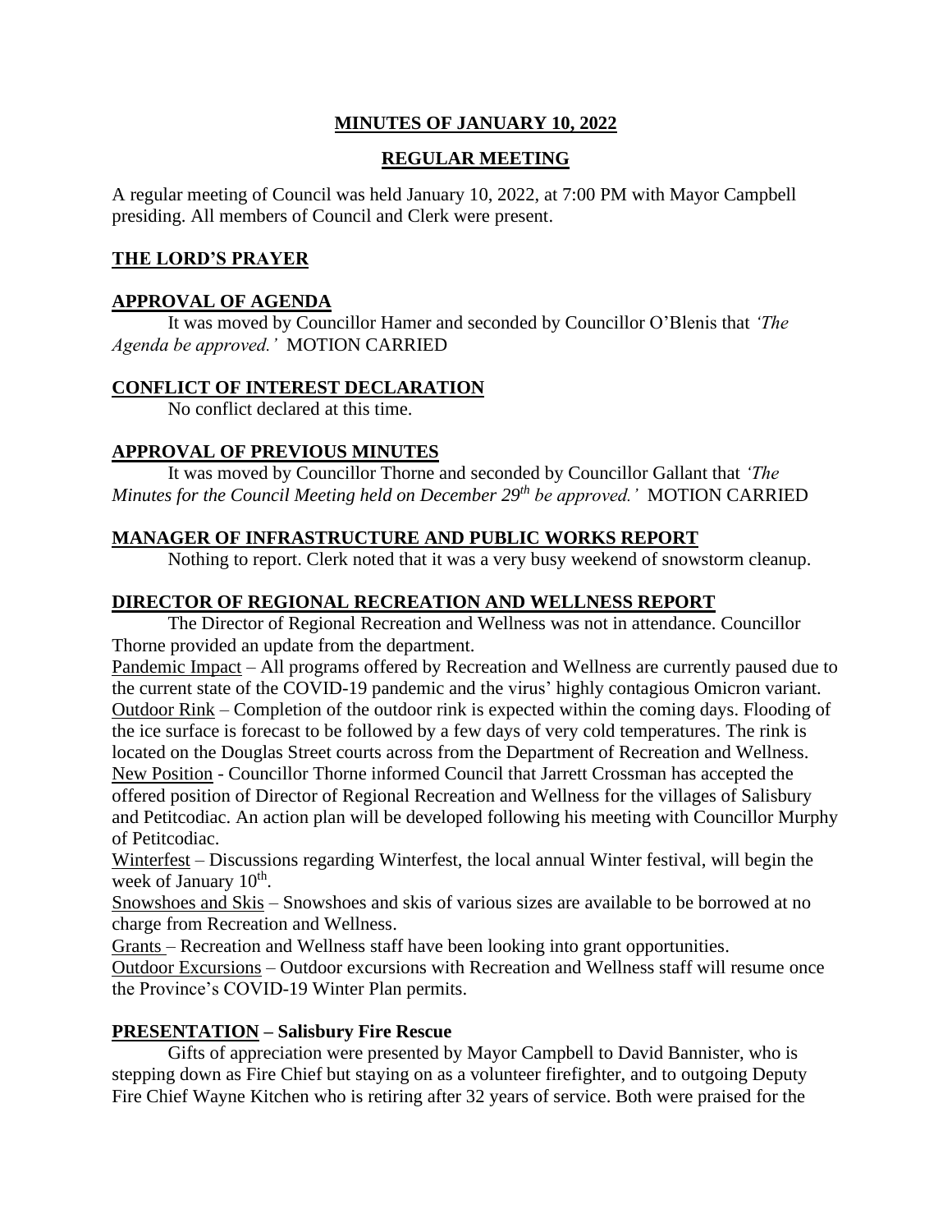## MINUTES OF JANUARY 10, 2022

## REGULAR MEETING

A regular meeting of Council was held January 10, 2022, at 7:00 PM with Mayor Campbell presiding. All members of Council and Clerk were present.

### THE LORD'S PRAYER

### APPROVAL OF AGENDA

It was moved by Councillor Hamer and seconded by Councillor O'Blenis that *'The Agenda be approved.'* MOTION CARRIED

### CONFLICT OF INTEREST DECLARATION

No conflict declared at this time.

### APPROVAL OF PREVIOUS MINUTES

It was moved by Councillor Thorne and seconded by Councillor Gallant that *'The Minutes for the Council Meeting held on December 29th be approved.'* MOTION CARRIED

### MANAGER OF INFRASTRUCTURE AND PUBLIC WORKS REPORT

Nothing to report. Clerk noted that it was a very busy weekend of snowstorm cleanup.

### DIRECTOR OF REGIONAL RECREATION AND WELLNESS REPORT

The Director of Regional Recreation and Wellness was not in attendance. Councillor Thorne provided an update from the department.

Pandemic Impact – All programs offered by Recreation and Wellness are currently paused due to the current state of the COVID-19 pandemic and the virus' highly contagious Omicron variant.

Outdoor Rink – Completion of the outdoor rink is expected within the coming days. Flooding of the ice surface is forecast to be followed by a few days of very cold temperatures. The rink is located on the Douglas Street courts across from the Department of Recreation and Wellness.

New Position - Councillor Thorne informed Council that Jarrett Crossman has accepted the offered position of Director of Regional Recreation and Wellness for the villages of Salisbury and Petitcodiac. An action plan will be developed following his meeting with Councillor Murphy of Petitcodiac.

Winterfest – Discussions regarding Winterfest, the local annual Winter festival, will begin the week of January 10th.

Snowshoes and Skis – Snowshoes and skis of various sizes are available to be borrowed at no charge from Recreation and Wellness.

Grants – Recreation and Wellness staff have been looking into grant opportunities.

Outdoor Excursions – Outdoor excursions with Recreation and Wellness staff will resume once the Province's COVID-19 Winter Plan permits.

### PRESENTATION – Salisbury Fire Rescue

Gifts of appreciation were presented by Mayor Campbell to David Bannister, who is stepping down as Fire Chief but staying on as a volunteer firefighter, and to outgoing Deputy Fire Chief Wayne Kitchen who is retiring after 32 years of service. Both were praised for the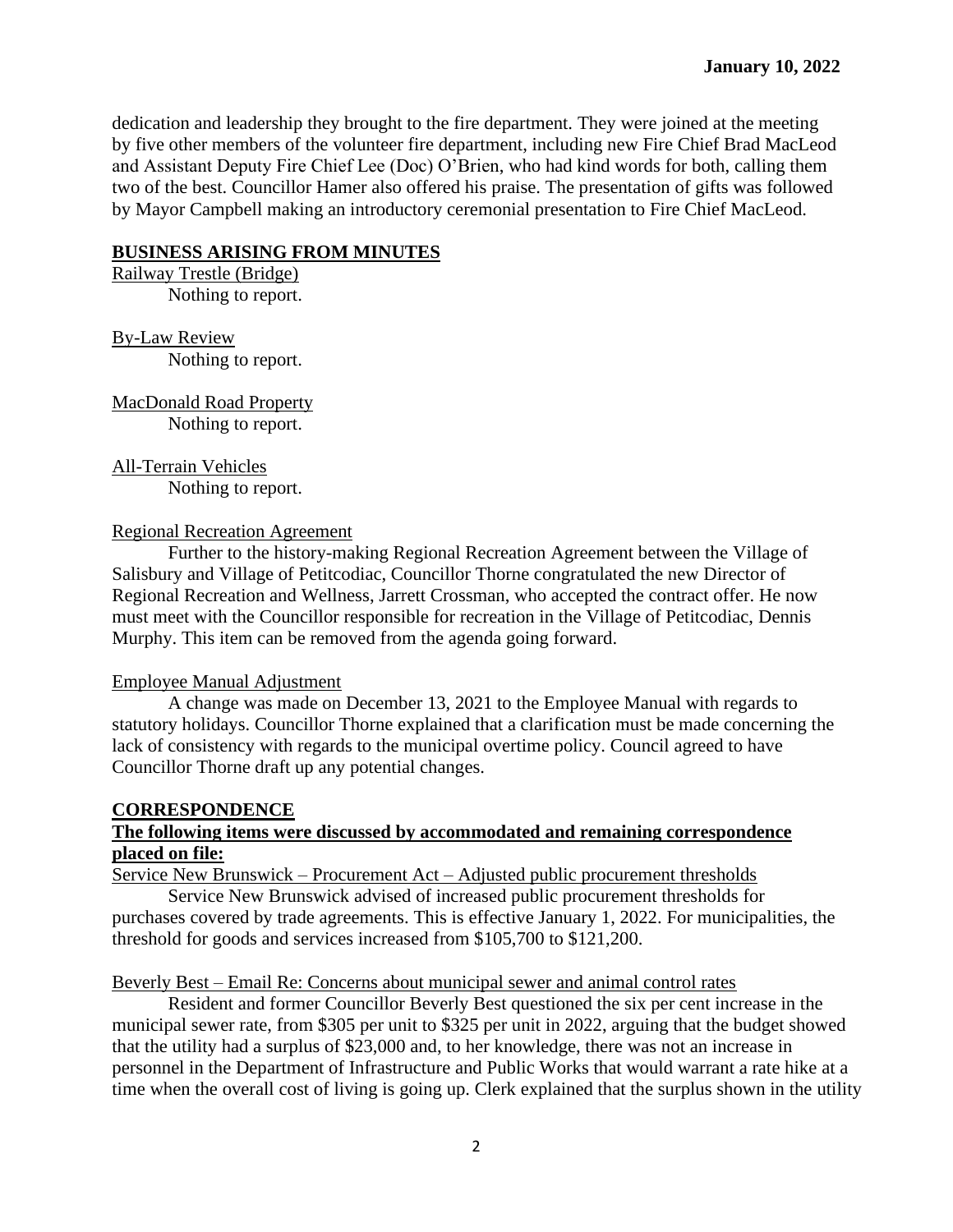dedication and leadership they brought to the fire department. They were joined at the meeting by five other members of the volunteer fire department, including new Fire Chief Brad MacLeod and Assistant Deputy Fire Chief Lee (Doc) O'Brien, who had kind words for both, calling them two of the best. Councillor Hamer also offered his praise. The presentation of gifts was followed by Mayor Campbell making an introductory ceremonial presentation to Fire Chief MacLeod.

## BUSINESS ARISING FROM MINUTES

Railway Trestle (Bridge)

Nothing to report.

By-Law Review

Nothing to report.

MacDonald Road Property

Nothing to report.

All-Terrain Vehicles

Nothing to report.

Regional Recreation Agreement

Further to the history-making Regional Recreation Agreement between the Village of Salisbury and Village of Petitcodiac, Councillor Thorne congratulated the new Director of Regional Recreation and Wellness, Jarrett Crossman, who accepted the contract offer. He now must meet with the Councillor responsible for recreation in the Village of Petitcodiac, Dennis Murphy. This item can be removed from the agenda going forward.

Employee Manual Adjustment

A change was made on December 13, 2021 to the Employee Manual with regards to statutory holidays. Councillor Thorne explained that a clarification must be made concerning the lack of consistency with regards to the municipal overtime policy. Council agreed to have Councillor Thorne draft up any potential changes.

## CORRESPONDENCE

**The following items were discussed by accommodated and remaining correspondence placed on file:**

Service New Brunswick – Procurement Act – Adjusted public procurement thresholds

Service New Brunswick advised of increased public procurement thresholds for purchases covered by trade agreements. This is effective January 1, 2022. For municipalities, the threshold for goods and services increased from $105,700 to $121,200.

Beverly Best – Email Re: Concerns about municipal sewer and animal control rates

Resident and former Councillor Beverly Best questioned the six per cent increase in the municipal sewer rate, from $305 per unit to $325 per unit in 2022, arguing that the budget showed that the utility had a surplus of $23,000 and, to her knowledge, there was not an increase in personnel in the Department of Infrastructure and Public Works that would warrant a rate hike at a time when the overall cost of living is going up. Clerk explained that the surplus shown in the utility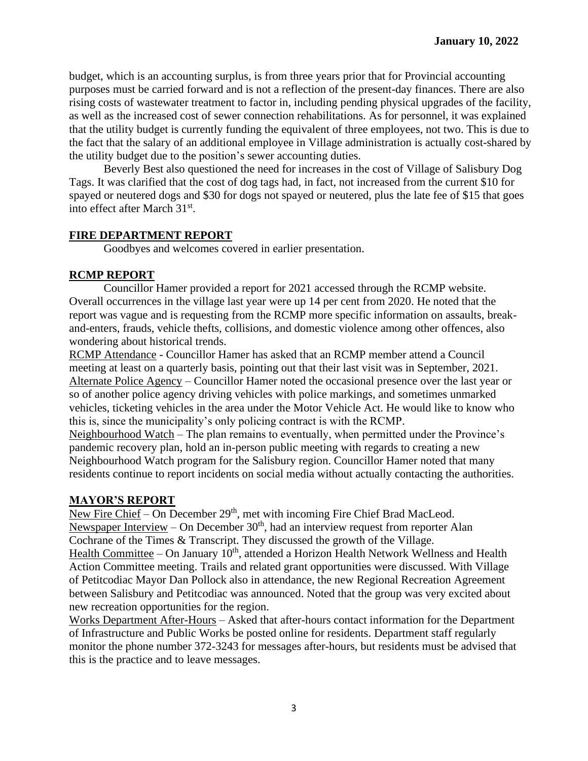budget, which is an accounting surplus, is from three years prior that for Provincial accounting purposes must be carried forward and is not a reflection of the present-day finances. There are also rising costs of wastewater treatment to factor in, including pending physical upgrades of the facility, as well as the increased cost of sewer connection rehabilitations. As for personnel, it was explained that the utility budget is currently funding the equivalent of three employees, not two. This is due to the fact that the salary of an additional employee in Village administration is actually cost-shared by the utility budget due to the position's sewer accounting duties.

Beverly Best also questioned the need for increases in the cost of Village of Salisbury Dog Tags. It was clarified that the cost of dog tags had, in fact, not increased from the current $10 for spayed or neutered dogs and $30 for dogs not spayed or neutered, plus the late fee of $15 that goes into effect after March 31st.

## FIRE DEPARTMENT REPORT

Goodbyes and welcomes covered in earlier presentation.

## RCMP REPORT

Councillor Hamer provided a report for 2021 accessed through the RCMP website. Overall occurrences in the village last year were up 14 per cent from 2020. He noted that the report was vague and is requesting from the RCMP more specific information on assaults, break-and-enters, frauds, vehicle thefts, collisions, and domestic violence among other offences, also wondering about historical trends.

RCMP Attendance - Councillor Hamer has asked that an RCMP member attend a Council meeting at least on a quarterly basis, pointing out that their last visit was in September, 2021.

Alternate Police Agency – Councillor Hamer noted the occasional presence over the last year or so of another police agency driving vehicles with police markings, and sometimes unmarked vehicles, ticketing vehicles in the area under the Motor Vehicle Act. He would like to know who this is, since the municipality's only policing contract is with the RCMP.

Neighbourhood Watch – The plan remains to eventually, when permitted under the Province's pandemic recovery plan, hold an in-person public meeting with regards to creating a new Neighbourhood Watch program for the Salisbury region. Councillor Hamer noted that many residents continue to report incidents on social media without actually contacting the authorities.

## MAYOR'S REPORT

New Fire Chief – On December 29th, met with incoming Fire Chief Brad MacLeod.

Newspaper Interview – On December 30th, had an interview request from reporter Alan Cochrane of the Times & Transcript. They discussed the growth of the Village.

Health Committee – On January 10th, attended a Horizon Health Network Wellness and Health Action Committee meeting. Trails and related grant opportunities were discussed. With Village of Petitcodiac Mayor Dan Pollock also in attendance, the new Regional Recreation Agreement between Salisbury and Petitcodiac was announced. Noted that the group was very excited about new recreation opportunities for the region.

Works Department After-Hours – Asked that after-hours contact information for the Department of Infrastructure and Public Works be posted online for residents. Department staff regularly monitor the phone number 372-3243 for messages after-hours, but residents must be advised that this is the practice and to leave messages.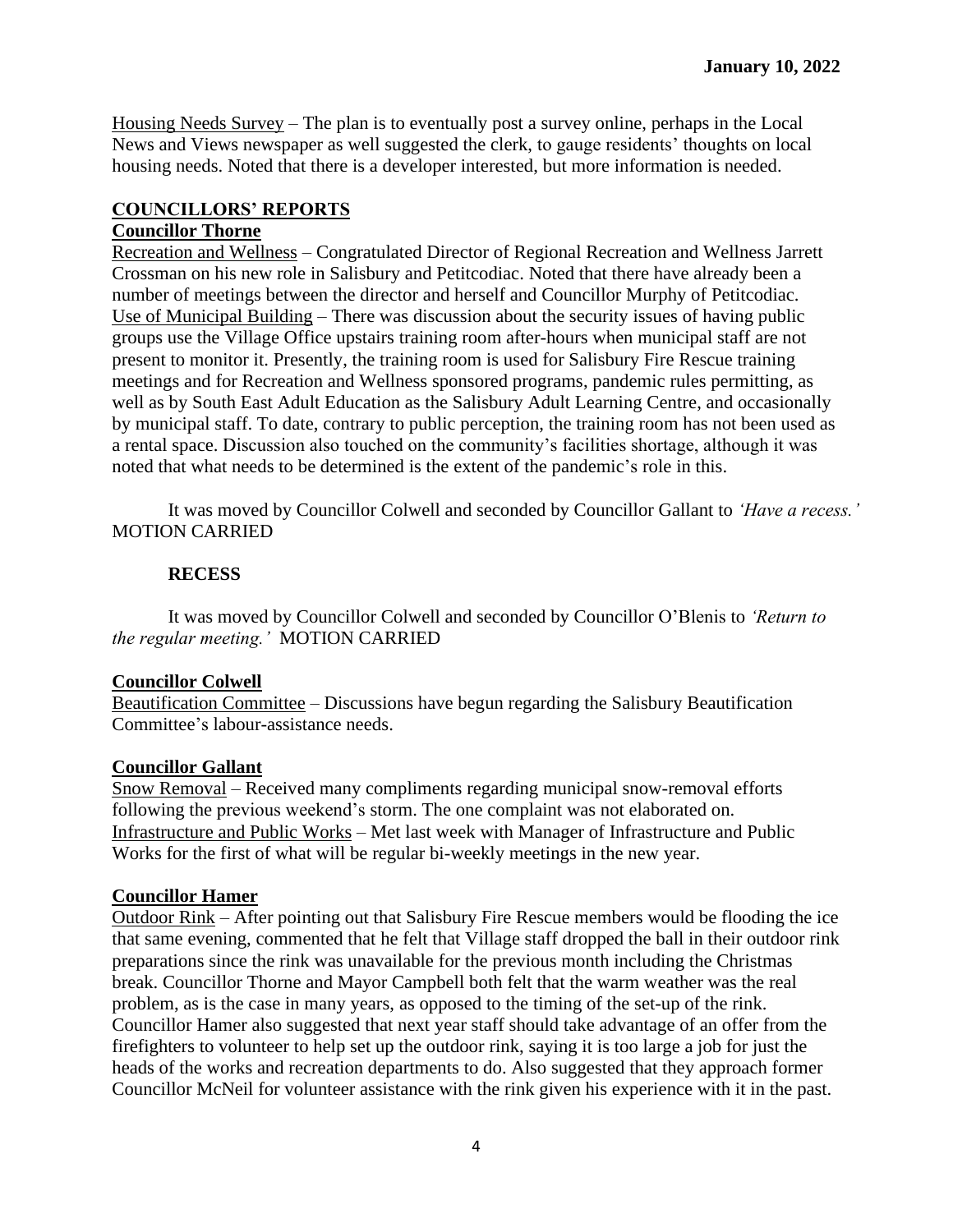**January 10, 2022**

Housing Needs Survey – The plan is to eventually post a survey online, perhaps in the Local News and Views newspaper as well suggested the clerk, to gauge residents' thoughts on local housing needs. Noted that there is a developer interested, but more information is needed.

## COUNCILLORS' REPORTS

### Councillor Thorne

Recreation and Wellness – Congratulated Director of Regional Recreation and Wellness Jarrett Crossman on his new role in Salisbury and Petitcodiac. Noted that there have already been a number of meetings between the director and herself and Councillor Murphy of Petitcodiac.
Use of Municipal Building – There was discussion about the security issues of having public groups use the Village Office upstairs training room after-hours when municipal staff are not present to monitor it. Presently, the training room is used for Salisbury Fire Rescue training meetings and for Recreation and Wellness sponsored programs, pandemic rules permitting, as well as by South East Adult Education as the Salisbury Adult Learning Centre, and occasionally by municipal staff. To date, contrary to public perception, the training room has not been used as a rental space. Discussion also touched on the community's facilities shortage, although it was noted that what needs to be determined is the extent of the pandemic's role in this.

It was moved by Councillor Colwell and seconded by Councillor Gallant to *'Have a recess.'* MOTION CARRIED

**RECESS**

It was moved by Councillor Colwell and seconded by Councillor O'Blenis to *'Return to the regular meeting.'* MOTION CARRIED

### Councillor Colwell

Beautification Committee – Discussions have begun regarding the Salisbury Beautification Committee's labour-assistance needs.

### Councillor Gallant

Snow Removal – Received many compliments regarding municipal snow-removal efforts following the previous weekend's storm. The one complaint was not elaborated on.
Infrastructure and Public Works – Met last week with Manager of Infrastructure and Public Works for the first of what will be regular bi-weekly meetings in the new year.

### Councillor Hamer

Outdoor Rink – After pointing out that Salisbury Fire Rescue members would be flooding the ice that same evening, commented that he felt that Village staff dropped the ball in their outdoor rink preparations since the rink was unavailable for the previous month including the Christmas break. Councillor Thorne and Mayor Campbell both felt that the warm weather was the real problem, as is the case in many years, as opposed to the timing of the set-up of the rink. Councillor Hamer also suggested that next year staff should take advantage of an offer from the firefighters to volunteer to help set up the outdoor rink, saying it is too large a job for just the heads of the works and recreation departments to do. Also suggested that they approach former Councillor McNeil for volunteer assistance with the rink given his experience with it in the past.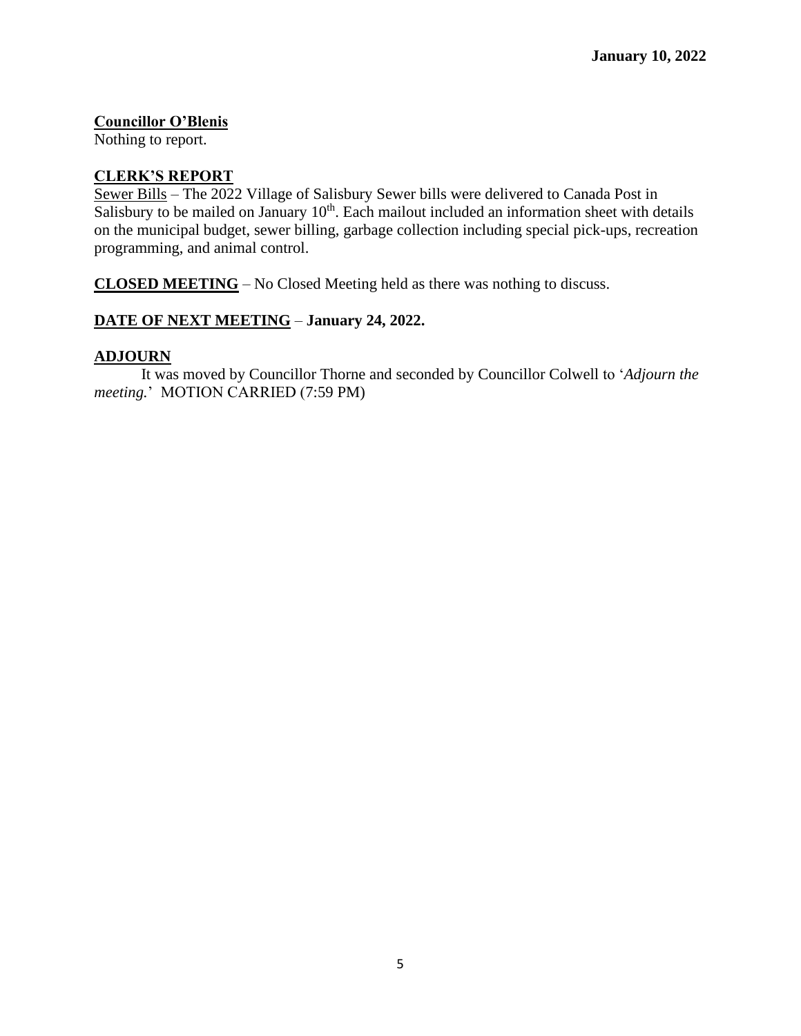**Councillor O'Blenis**

Nothing to report.

## CLERK'S REPORT

Sewer Bills – The 2022 Village of Salisbury Sewer bills were delivered to Canada Post in Salisbury to be mailed on January 10th. Each mailout included an information sheet with details on the municipal budget, sewer billing, garbage collection including special pick-ups, recreation programming, and animal control.

**CLOSED MEETING** – No Closed Meeting held as there was nothing to discuss.

**DATE OF NEXT MEETING** – **January 24, 2022.**

## ADJOURN

It was moved by Councillor Thorne and seconded by Councillor Colwell to '*Adjourn the meeting.*' MOTION CARRIED (7:59 PM)